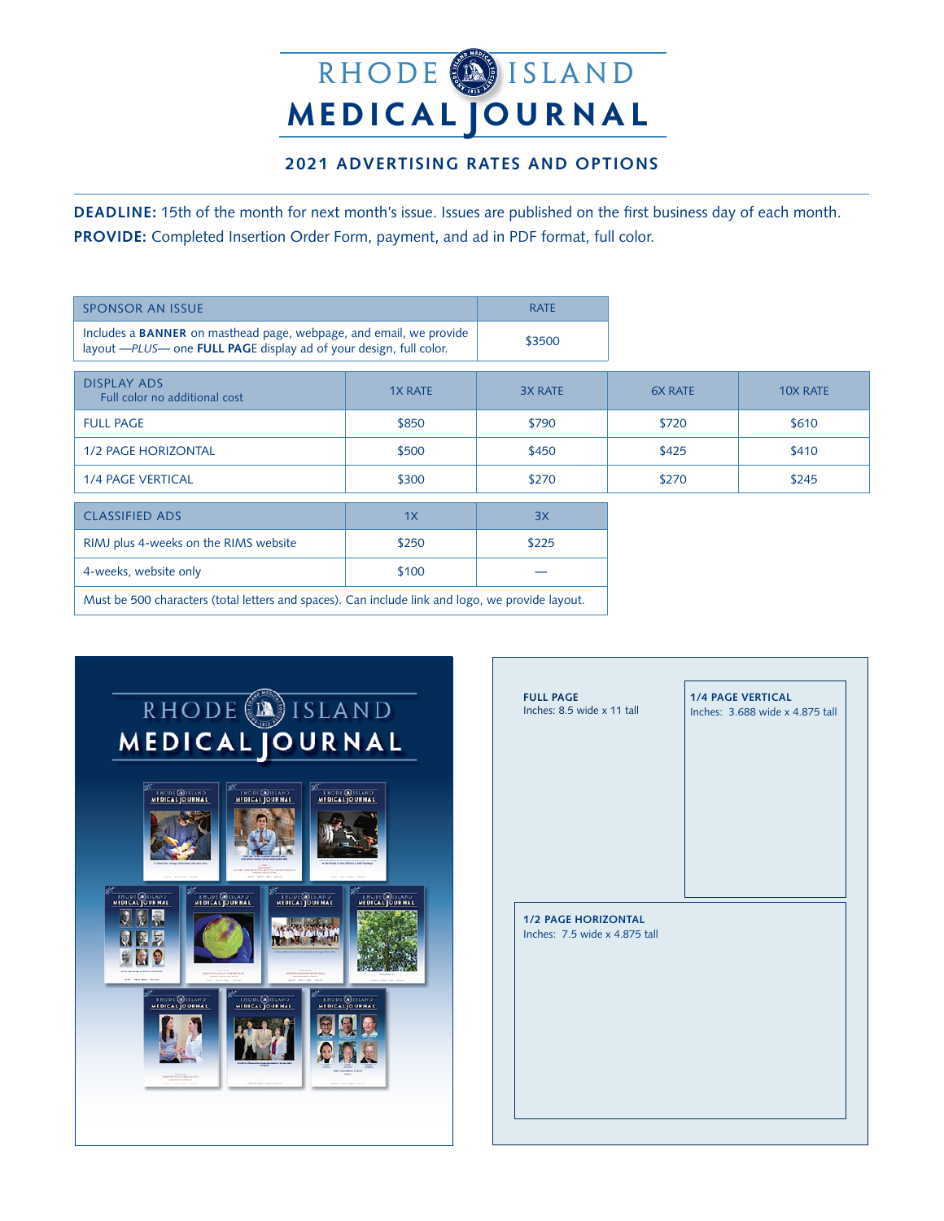# RHODE ISLAND MEDICAL JOURNAL

## 2021 ADVERTISING RATES AND OPTIONS

**DEADLINE:** 15th of the month for next month's issue. Issues are published on the first business day of each month.

**PROVIDE:** Completed Insertion Order Form, payment, and ad in PDF format, full color.

| SPONSOR AN ISSUE | RATE |
|---|---|
| Includes a **BANNER** on masthead page, webpage, and email, we provide layout —*PLUS*— one **FULL PAGE** display ad of your design, full color. | $3500 |

| DISPLAY ADS<br>Full color no additional cost | 1X RATE | 3X RATE | 6X RATE | 10X RATE |
|---|---|---|---|---|
| FULL PAGE | $850 | $790 | $720 | $610 |
| 1/2 PAGE HORIZONTAL | $500 | $450 | $425 | $410 |
| 1/4 PAGE VERTICAL | $300 | $270 | $270 | $245 |

| CLASSIFIED ADS | 1X | 3X |
|---|---|---|
| RIMJ plus 4-weeks on the RIMS website | $250 | $225 |
| 4-weeks, website only | $100 | — |
| Must be 500 characters (total letters and spaces). Can include link and logo, we provide layout. | | |

**FULL PAGE**
Inches: 8.5 wide x 11 tall

**1/4 PAGE VERTICAL**
Inches: 3.688 wide x 4.875 tall

**1/2 PAGE HORIZONTAL**
Inches: 7.5 wide x 4.875 tall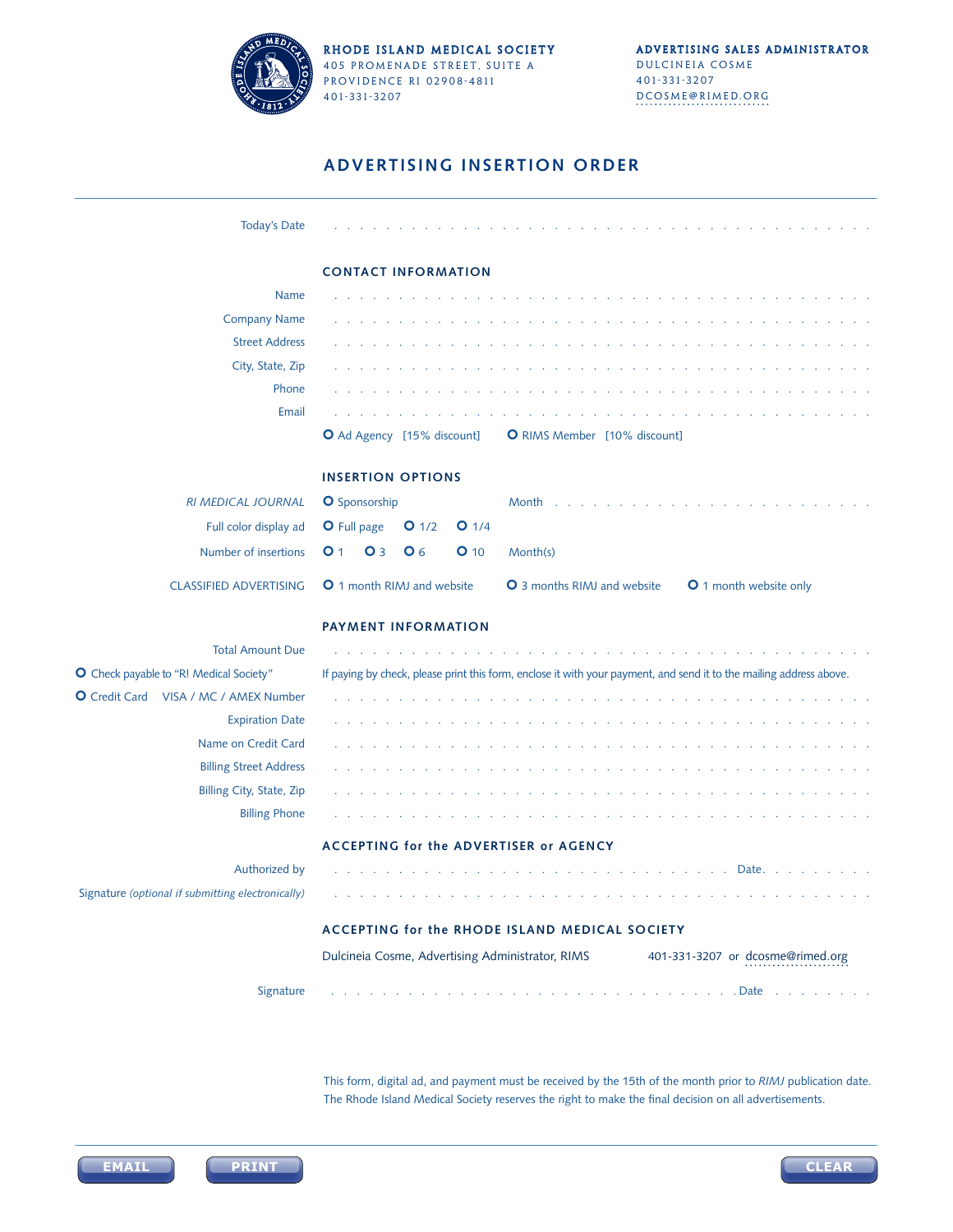**RHODE ISLAND MEDICAL SOCIETY**
405 PROMENADE STREET, SUITE A
PROVIDENCE RI 02908-4811
401-331-3207

**ADVERTISING SALES ADMINISTRATOR**
DULCINEIA COSME
401-331-3207
DCOSME@RIMED.ORG

# ADVERTISING INSERTION ORDER

Today's Date . . . . . . . . . . . . . . . . . . . . . . . . . . . . . . . . . . . . . . . . .

## CONTACT INFORMATION

Name . . . . . . . . . . . . . . . . . . . . . . . . . . . . . . . . . . . . . . . . .

Company Name . . . . . . . . . . . . . . . . . . . . . . . . . . . . . . . . . . . . . . . . .

Street Address . . . . . . . . . . . . . . . . . . . . . . . . . . . . . . . . . . . . . . . . .

City, State, Zip . . . . . . . . . . . . . . . . . . . . . . . . . . . . . . . . . . . . . . . . .

Phone . . . . . . . . . . . . . . . . . . . . . . . . . . . . . . . . . . . . . . . . .

Email . . . . . . . . . . . . . . . . . . . . . . . . . . . . . . . . . . . . . . . . .

O Ad Agency [15% discount] O RIMS Member [10% discount]

## INSERTION OPTIONS

*RI MEDICAL JOURNAL* O Sponsorship Month . . . . . . . . . . . . . . . . . . . . . . . . .

Full color display ad O Full page O 1/2 O 1/4

Number of insertions O 1 O 3 O 6 O 10 Month(s)

CLASSIFIED ADVERTISING O 1 month RIMJ and website O 3 months RIMJ and website O 1 month website only

## PAYMENT INFORMATION

Total Amount Due . . . . . . . . . . . . . . . . . . . . . . . . . . . . . . . . . . . . . . . . .

O Check payable to "RI Medical Society" If paying by check, please print this form, enclose it with your payment, and send it to the mailing address above.

O Credit Card VISA / MC / AMEX Number . . . . . . . . . . . . . . . . . . . . . . . . . . . . . . . . . . . . . . . . .

Expiration Date . . . . . . . . . . . . . . . . . . . . . . . . . . . . . . . . . . . . . . . . .

Name on Credit Card . . . . . . . . . . . . . . . . . . . . . . . . . . . . . . . . . . . . . . . . .

Billing Street Address . . . . . . . . . . . . . . . . . . . . . . . . . . . . . . . . . . . . . . . . .

Billing City, State, Zip . . . . . . . . . . . . . . . . . . . . . . . . . . . . . . . . . . . . . . . . .

Billing Phone . . . . . . . . . . . . . . . . . . . . . . . . . . . . . . . . . . . . . . . . .

## ACCEPTING for the ADVERTISER or AGENCY

Authorized by . . . . . . . . . . . . . . . . . . . . . . . . . . . . . . . Date. . . . . . . . . .

Signature *(optional if submitting electronically)* . . . . . . . . . . . . . . . . . . . . . . . . . . . . . . . . . . . . . . . . .

## ACCEPTING for the RHODE ISLAND MEDICAL SOCIETY

Dulcineia Cosme, Advertising Administrator, RIMS 401-331-3207 or dcosme@rimed.org

Signature . . . . . . . . . . . . . . . . . . . . . . . . . . . . . . . . Date . . . . . . . . .

This form, digital ad, and payment must be received by the 15th of the month prior to *RIMJ* publication date.
The Rhode Island Medical Society reserves the right to make the final decision on all advertisements.

EMAIL PRINT CLEAR